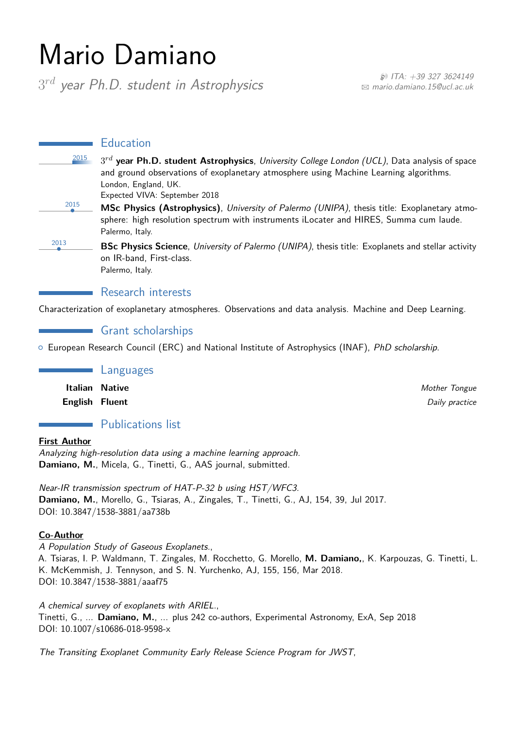# Mario Damiano

$3^{rd}$ *year Ph.D. student in Astrophysics*

ITA: +39 327 3624149
mario.damiano.15@ucl.ac.uk

## Education

2015 — $3^{rd}$ **year Ph.D. student Astrophysics**, *University College London (UCL)*, Data analysis of space and ground observations of exoplanetary atmosphere using Machine Learning algorithms.
London, England, UK.
Expected VIVA: September 2018

2015 — **MSc Physics (Astrophysics)**, *University of Palermo (UNIPA)*, thesis title: Exoplanetary atmosphere: high resolution spectrum with instruments iLocater and HIRES, Summa cum laude.
Palermo, Italy.

2013 — **BSc Physics Science**, *University of Palermo (UNIPA)*, thesis title: Exoplanets and stellar activity on IR-band, First-class.
Palermo, Italy.

## Research interests

Characterization of exoplanetary atmospheres. Observations and data analysis. Machine and Deep Learning.

## Grant scholarships

- European Research Council (ERC) and National Institute of Astrophysics (INAF), *PhD scholarship*.

## Languages

| | | |
|---|---|---|
| **Italian** | **Native** | *Mother Tongue* |
| **English** | **Fluent** | *Daily practice* |

## Publications list

**First Author**

*Analyzing high-resolution data using a machine learning approach.*
**Damiano, M.**, Micela, G., Tinetti, G., AAS journal, submitted.

*Near-IR transmission spectrum of HAT-P-32 b using HST/WFC3.*
**Damiano, M.**, Morello, G., Tsiaras, A., Zingales, T., Tinetti, G., AJ, 154, 39, Jul 2017.
DOI: 10.3847/1538-3881/aa738b

**Co-Author**

*A Population Study of Gaseous Exoplanets.*,
A. Tsiaras, I. P. Waldmann, T. Zingales, M. Rocchetto, G. Morello, **M. Damiano,**, K. Karpouzas, G. Tinetti, L. K. McKemmish, J. Tennyson, and S. N. Yurchenko, AJ, 155, 156, Mar 2018.
DOI: 10.3847/1538-3881/aaaf75

*A chemical survey of exoplanets with ARIEL.*,
Tinetti, G., ... **Damiano, M.**, ... plus 242 co-authors, Experimental Astronomy, ExA, Sep 2018
DOI: 10.1007/s10686-018-9598-x

*The Transiting Exoplanet Community Early Release Science Program for JWST*,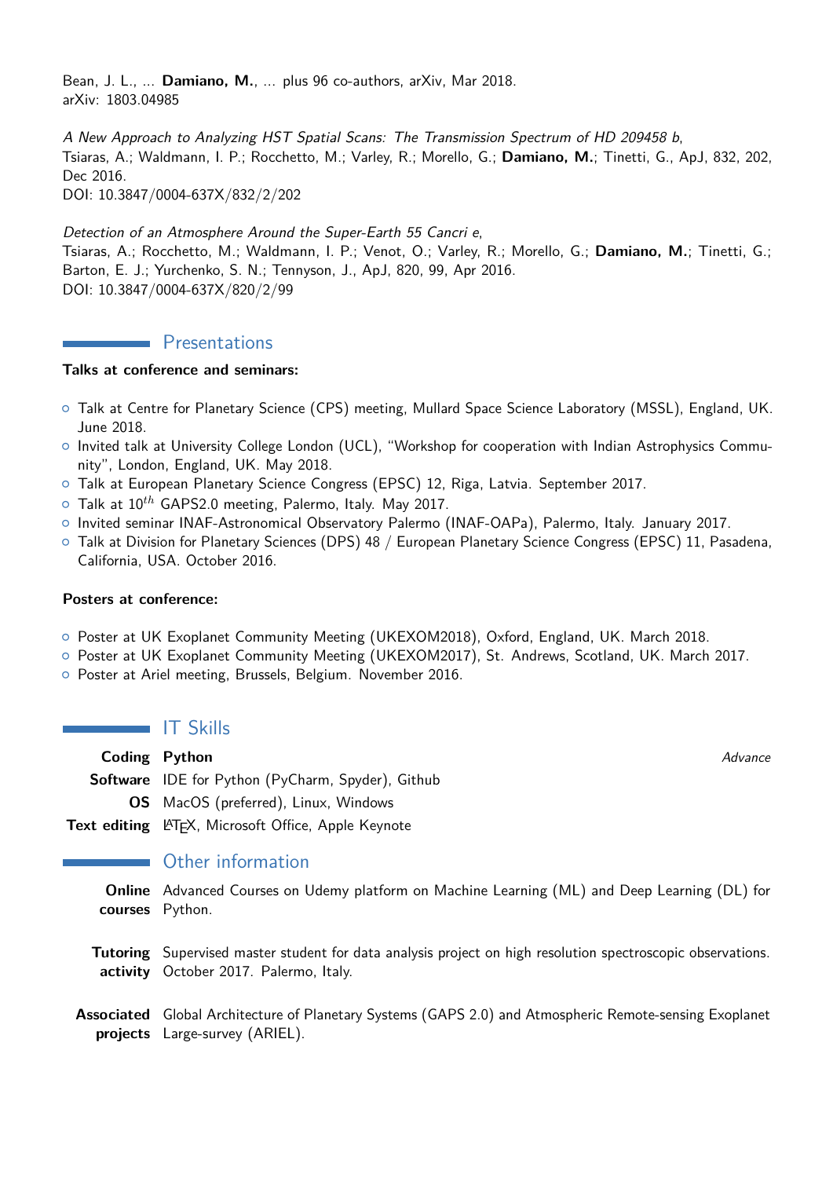Bean, J. L., ... **Damiano, M.**, ... plus 96 co-authors, arXiv, Mar 2018.
arXiv: 1803.04985

*A New Approach to Analyzing HST Spatial Scans: The Transmission Spectrum of HD 209458 b*,
Tsiaras, A.; Waldmann, I. P.; Rocchetto, M.; Varley, R.; Morello, G.; **Damiano, M.**; Tinetti, G., ApJ, 832, 202, Dec 2016.
DOI: 10.3847/0004-637X/832/2/202

*Detection of an Atmosphere Around the Super-Earth 55 Cancri e*,
Tsiaras, A.; Rocchetto, M.; Waldmann, I. P.; Venot, O.; Varley, R.; Morello, G.; **Damiano, M.**; Tinetti, G.; Barton, E. J.; Yurchenko, S. N.; Tennyson, J., ApJ, 820, 99, Apr 2016.
DOI: 10.3847/0004-637X/820/2/99

## Presentations

**Talks at conference and seminars:**

- Talk at Centre for Planetary Science (CPS) meeting, Mullard Space Science Laboratory (MSSL), England, UK. June 2018.
- Invited talk at University College London (UCL), "Workshop for cooperation with Indian Astrophysics Community", London, England, UK. May 2018.
- Talk at European Planetary Science Congress (EPSC) 12, Riga, Latvia. September 2017.
- Talk at $10^{th}$ GAPS2.0 meeting, Palermo, Italy. May 2017.
- Invited seminar INAF-Astronomical Observatory Palermo (INAF-OAPa), Palermo, Italy. January 2017.
- Talk at Division for Planetary Sciences (DPS) 48 / European Planetary Science Congress (EPSC) 11, Pasadena, California, USA. October 2016.

**Posters at conference:**

- Poster at UK Exoplanet Community Meeting (UKEXOM2018), Oxford, England, UK. March 2018.
- Poster at UK Exoplanet Community Meeting (UKEXOM2017), St. Andrews, Scotland, UK. March 2017.
- Poster at Ariel meeting, Brussels, Belgium. November 2016.

## IT Skills

**Coding** **Python** *Advance*

**Software** IDE for Python (PyCharm, Spyder), Github

**OS** MacOS (preferred), Linux, Windows

**Text editing** LaTeX, Microsoft Office, Apple Keynote

## Other information

**Online courses** Advanced Courses on Udemy platform on Machine Learning (ML) and Deep Learning (DL) for Python.

**Tutoring activity** Supervised master student for data analysis project on high resolution spectroscopic observations. October 2017. Palermo, Italy.

**Associated projects** Global Architecture of Planetary Systems (GAPS 2.0) and Atmospheric Remote-sensing Exoplanet Large-survey (ARIEL).